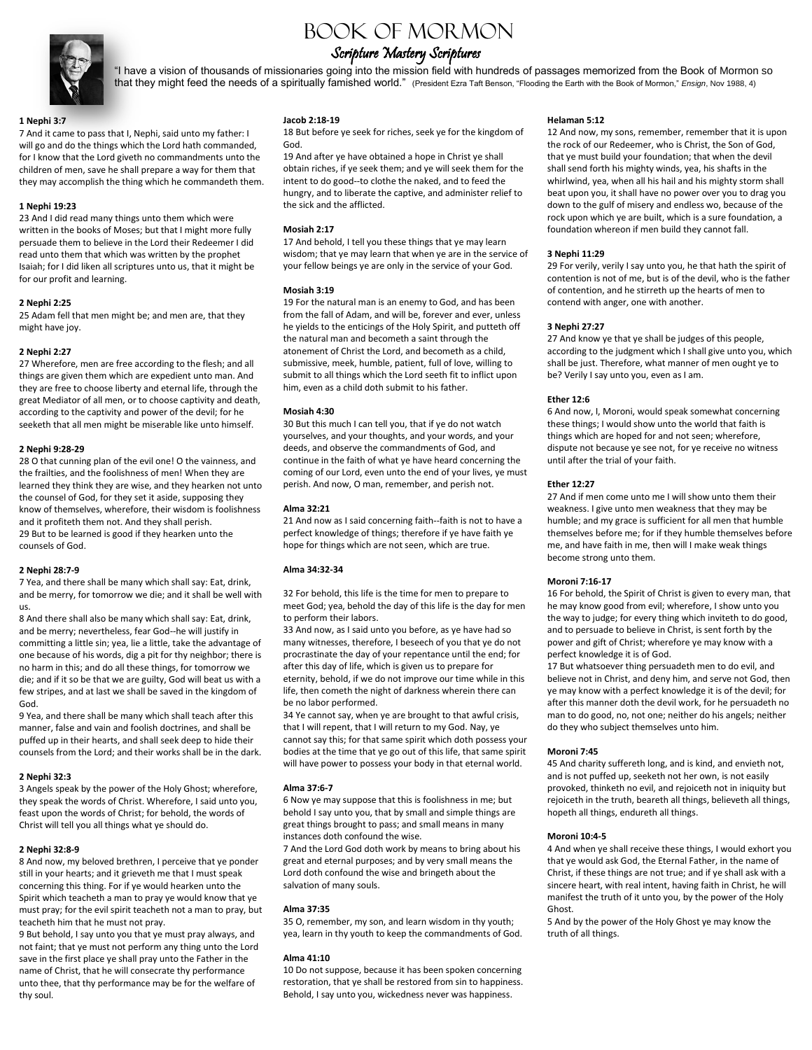# BOOK OF MORMON

## *Scripture Mastery Scriptures*

"I have a vision of thousands of missionaries going into the mission field with hundreds of passages memorized from the Book of Mormon so that they might feed the needs of a spiritually famished world." (President Ezra Taft Benson, "Flooding the Earth with the Book of Mormon," *Ensign*, Nov 1988, 4)

**1 Nephi 3:7**

7 And it came to pass that I, Nephi, said unto my father: I will go and do the things which the Lord hath commanded, for I know that the Lord giveth no commandments unto the children of men, save he shall prepare a way for them that they may accomplish the thing which he commandeth them.

**1 Nephi 19:23**

23 And I did read many things unto them which were written in the books of Moses; but that I might more fully persuade them to believe in the Lord their Redeemer I did read unto them that which was written by the prophet Isaiah; for I did liken all scriptures unto us, that it might be for our profit and learning.

**2 Nephi 2:25**

25 Adam fell that men might be; and men are, that they might have joy.

**2 Nephi 2:27**

27 Wherefore, men are free according to the flesh; and all things are given them which are expedient unto man. And they are free to choose liberty and eternal life, through the great Mediator of all men, or to choose captivity and death, according to the captivity and power of the devil; for he seeketh that all men might be miserable like unto himself.

**2 Nephi 9:28-29**

28 O that cunning plan of the evil one! O the vainness, and the frailties, and the foolishness of men! When they are learned they think they are wise, and they hearken not unto the counsel of God, for they set it aside, supposing they know of themselves, wherefore, their wisdom is foolishness and it profiteth them not. And they shall perish.
29 But to be learned is good if they hearken unto the counsels of God.

**2 Nephi 28:7-9**

7 Yea, and there shall be many which shall say: Eat, drink, and be merry, for tomorrow we die; and it shall be well with us.
8 And there shall also be many which shall say: Eat, drink, and be merry; nevertheless, fear God--he will justify in committing a little sin; yea, lie a little, take the advantage of one because of his words, dig a pit for thy neighbor; there is no harm in this; and do all these things, for tomorrow we die; and if it so be that we are guilty, God will beat us with a few stripes, and at last we shall be saved in the kingdom of God.
9 Yea, and there shall be many which shall teach after this manner, false and vain and foolish doctrines, and shall be puffed up in their hearts, and shall seek deep to hide their counsels from the Lord; and their works shall be in the dark.

**2 Nephi 32:3**

3 Angels speak by the power of the Holy Ghost; wherefore, they speak the words of Christ. Wherefore, I said unto you, feast upon the words of Christ; for behold, the words of Christ will tell you all things what ye should do.

**2 Nephi 32:8-9**

8 And now, my beloved brethren, I perceive that ye ponder still in your hearts; and it grieveth me that I must speak concerning this thing. For if ye would hearken unto the Spirit which teacheth a man to pray ye would know that ye must pray; for the evil spirit teacheth not a man to pray, but teacheth him that he must not pray.
9 But behold, I say unto you that ye must pray always, and not faint; that ye must not perform any thing unto the Lord save in the first place ye shall pray unto the Father in the name of Christ, that he will consecrate thy performance unto thee, that thy performance may be for the welfare of thy soul.

**Jacob 2:18-19**

18 But before ye seek for riches, seek ye for the kingdom of God.
19 And after ye have obtained a hope in Christ ye shall obtain riches, if ye seek them; and ye will seek them for the intent to do good--to clothe the naked, and to feed the hungry, and to liberate the captive, and administer relief to the sick and the afflicted.

**Mosiah 2:17**

17 And behold, I tell you these things that ye may learn wisdom; that ye may learn that when ye are in the service of your fellow beings ye are only in the service of your God.

**Mosiah 3:19**

19 For the natural man is an enemy to God, and has been from the fall of Adam, and will be, forever and ever, unless he yields to the enticings of the Holy Spirit, and putteth off the natural man and becometh a saint through the atonement of Christ the Lord, and becometh as a child, submissive, meek, humble, patient, full of love, willing to submit to all things which the Lord seeth fit to inflict upon him, even as a child doth submit to his father.

**Mosiah 4:30**

30 But this much I can tell you, that if ye do not watch yourselves, and your thoughts, and your words, and your deeds, and observe the commandments of God, and continue in the faith of what ye have heard concerning the coming of our Lord, even unto the end of your lives, ye must perish. And now, O man, remember, and perish not.

**Alma 32:21**

21 And now as I said concerning faith--faith is not to have a perfect knowledge of things; therefore if ye have faith ye hope for things which are not seen, which are true.

**Alma 34:32-34**

32 For behold, this life is the time for men to prepare to meet God; yea, behold the day of this life is the day for men to perform their labors.
33 And now, as I said unto you before, as ye have had so many witnesses, therefore, I beseech of you that ye do not procrastinate the day of your repentance until the end; for after this day of life, which is given us to prepare for eternity, behold, if we do not improve our time while in this life, then cometh the night of darkness wherein there can be no labor performed.
34 Ye cannot say, when ye are brought to that awful crisis, that I will repent, that I will return to my God. Nay, ye cannot say this; for that same spirit which doth possess your bodies at the time that ye go out of this life, that same spirit will have power to possess your body in that eternal world.

**Alma 37:6-7**

6 Now ye may suppose that this is foolishness in me; but behold I say unto you, that by small and simple things are great things brought to pass; and small means in many instances doth confound the wise.
7 And the Lord God doth work by means to bring about his great and eternal purposes; and by very small means the Lord doth confound the wise and bringeth about the salvation of many souls.

**Alma 37:35**

35 O, remember, my son, and learn wisdom in thy youth; yea, learn in thy youth to keep the commandments of God.

**Alma 41:10**

10 Do not suppose, because it has been spoken concerning restoration, that ye shall be restored from sin to happiness. Behold, I say unto you, wickedness never was happiness.

**Helaman 5:12**

12 And now, my sons, remember, remember that it is upon the rock of our Redeemer, who is Christ, the Son of God, that ye must build your foundation; that when the devil shall send forth his mighty winds, yea, his shafts in the whirlwind, yea, when all his hail and his mighty storm shall beat upon you, it shall have no power over you to drag you down to the gulf of misery and endless wo, because of the rock upon which ye are built, which is a sure foundation, a foundation whereon if men build they cannot fall.

**3 Nephi 11:29**

29 For verily, verily I say unto you, he that hath the spirit of contention is not of me, but is of the devil, who is the father of contention, and he stirreth up the hearts of men to contend with anger, one with another.

**3 Nephi 27:27**

27 And know ye that ye shall be judges of this people, according to the judgment which I shall give unto you, which shall be just. Therefore, what manner of men ought ye to be? Verily I say unto you, even as I am.

**Ether 12:6**

6 And now, I, Moroni, would speak somewhat concerning these things; I would show unto the world that faith is things which are hoped for and not seen; wherefore, dispute not because ye see not, for ye receive no witness until after the trial of your faith.

**Ether 12:27**

27 And if men come unto me I will show unto them their weakness. I give unto men weakness that they may be humble; and my grace is sufficient for all men that humble themselves before me; for if they humble themselves before me, and have faith in me, then will I make weak things become strong unto them.

**Moroni 7:16-17**

16 For behold, the Spirit of Christ is given to every man, that he may know good from evil; wherefore, I show unto you the way to judge; for every thing which inviteth to do good, and to persuade to believe in Christ, is sent forth by the power and gift of Christ; wherefore ye may know with a perfect knowledge it is of God.
17 But whatsoever thing persuadeth men to do evil, and believe not in Christ, and deny him, and serve not God, then ye may know with a perfect knowledge it is of the devil; for after this manner doth the devil work, for he persuadeth no man to do good, no, not one; neither do his angels; neither do they who subject themselves unto him.

**Moroni 7:45**

45 And charity suffereth long, and is kind, and envieth not, and is not puffed up, seeketh not her own, is not easily provoked, thinketh no evil, and rejoiceth not in iniquity but rejoiceth in the truth, beareth all things, believeth all things, hopeth all things, endureth all things.

**Moroni 10:4-5**

4 And when ye shall receive these things, I would exhort you that ye would ask God, the Eternal Father, in the name of Christ, if these things are not true; and if ye shall ask with a sincere heart, with real intent, having faith in Christ, he will manifest the truth of it unto you, by the power of the Holy Ghost.
5 And by the power of the Holy Ghost ye may know the truth of all things.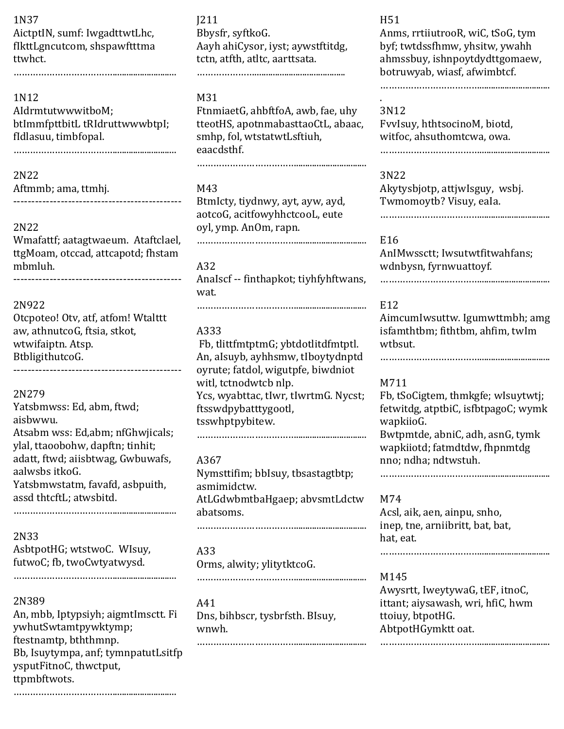1N37
AictptIN, sumf: IwgadttwtLhc, flkttLgncutcom, shspawftttma ttwhct.

………………………………………………………

1N12
AIdrmtutwwwitboM; btImmfpttbitL tRIdruttwwwbtpI; fIdlasuu, timbfopal.

………………………………………………………

2N22
Aftmmb; ama, ttmhj.

---------------------------------------------

2N22
Wmafattf; aatagtwaeum. Ataftclael, ttgMoam, otccad, attcapotd; fhstam mbmluh.

---------------------------------------------

2N922
Otcpoteo! Otv, atf, atfom! Wtalttt aw, athnutcoG, ftsia, stkot, wtwifaiptn. Atsp. BtbligithutcoG.

---------------------------------------------

2N279
Yatsbmwss: Ed, abm, ftwd; aisbwwu.
Atsabm wss: Ed,abm; nfGhwjicals; ylal, ttaoobohw, dapftn; tinhit; adatt, ftwd; aiisbtwag, Gwbuwafs, aalwsbs itkoG.
Yatsbmwstatm, favafd, asbpuith, assd thtcftL; atwsbitd.

………………………………………………………

2N33
AsbtpotHG; wtstwoC. WIsuy, futwoC; fb, twoCwtyatwysd.

………………………………………………………

2N389
An, mbb, Iptypsiyh; aigmtImsctt. Fi ywhutSwtamtpywktymp; ftestnamtp, bththmnp.
Bb, Isuytympa, anf; tymnpatutLsitfp ysputFitnoC, thwctput, ttpmbftwots.

………………………………………………………

J211
Bbysfr, syftkoG.
Aayh ahiCysor, iyst; aywstftitdg, tctn, atfth, atltc, aarttsata.

………………………………………………………

M31
FtnmiaetG, ahbftfoA, awb, fae, uhy tteotHS, apotnmabasttaoCtL, abaac, smhp, fol, wtstatwtLsftiuh, eaacdsthf.

………………………………………………………

M43
BtmIcty, tiydnwy, ayt, ayw, ayd, aotcoG, acitfowyhhctcooL, eute oyl, ymp. AnOm, rapn.

………………………………………………………

A32
AnaIscf -- finthapkot; tiyhfyhftwans, wat.

………………………………………………………

A333
Fb, tlittfmtptmG; ybtdotlitdfmtptl. An, aIsuyb, ayhhsmw, tIboytydnptd oyrute; fatdol, wigutpfe, biwdniot witl, tctnodwtcb nlp.
Ycs, wyabttac, tIwr, tIwrtmG. Nycst; ftsswdpybatttygootl, tsswhptpybitew.

………………………………………………………

A367
Nymsttifim; bbIsuy, tbsastagtbtp; asmimidctw.
AtLGdwbmtbaHgaep; abvsmtLdctw abatsoms.

………………………………………………………

A33
Orms, alwity; ylitytktcoG.

………………………………………………………

A41
Dns, bihbscr, tysbrfsth. BIsuy, wnwh.

………………………………………………………

H51
Anms, rrtiiutrooR, wiC, tSoG, tym byf; twtdssfhmw, yhsitw, ywahh ahmssbuy, ishnpoytdydttgomaew, botruwyab, wiasf, afwimbtcf.

………………………………………………………

3N12
FvvIsuy, hthtsocinoM, biotd, witfoc, ahsuthomtcwa, owa.

………………………………………………………

3N22
Akytysbjotp, attjwIsguy, wsbj. Twmomoytb? Visuy, eaIa.

………………………………………………………

E16
AnIMwssctt; Iwsutwtfitwahfans; wdnbysn, fyrnwuattoyf.

………………………………………………………

E12
AimcumIwsuttw. Igumwttmbh; amg isfamthtbm; fithtbm, ahfim, twIm wtbsut.

………………………………………………………

M711
Fb, tSoCigtem, thmkgfe; wIsuytwtj; fetwitdg, atptbiC, isfbtpagoC; wymk wapkiioG.
Bwtpmtde, abniC, adh, asnG, tymk wapkiiotd; fatmdtdw, fhpnmtdg nno; ndha; ndtwstuh.

………………………………………………………

M74
Acsl, aik, aen, ainpu, snho, inep, tne, arniibritt, bat, bat, hat, eat.

………………………………………………………

M145
Awysrtt, IweytywaG, tEF, itnoC, ittant; aiysawash, wri, hfiC, hwm ttoiuy, btpotHG.
AbtpotHGymktt oat.

………………………………………………………